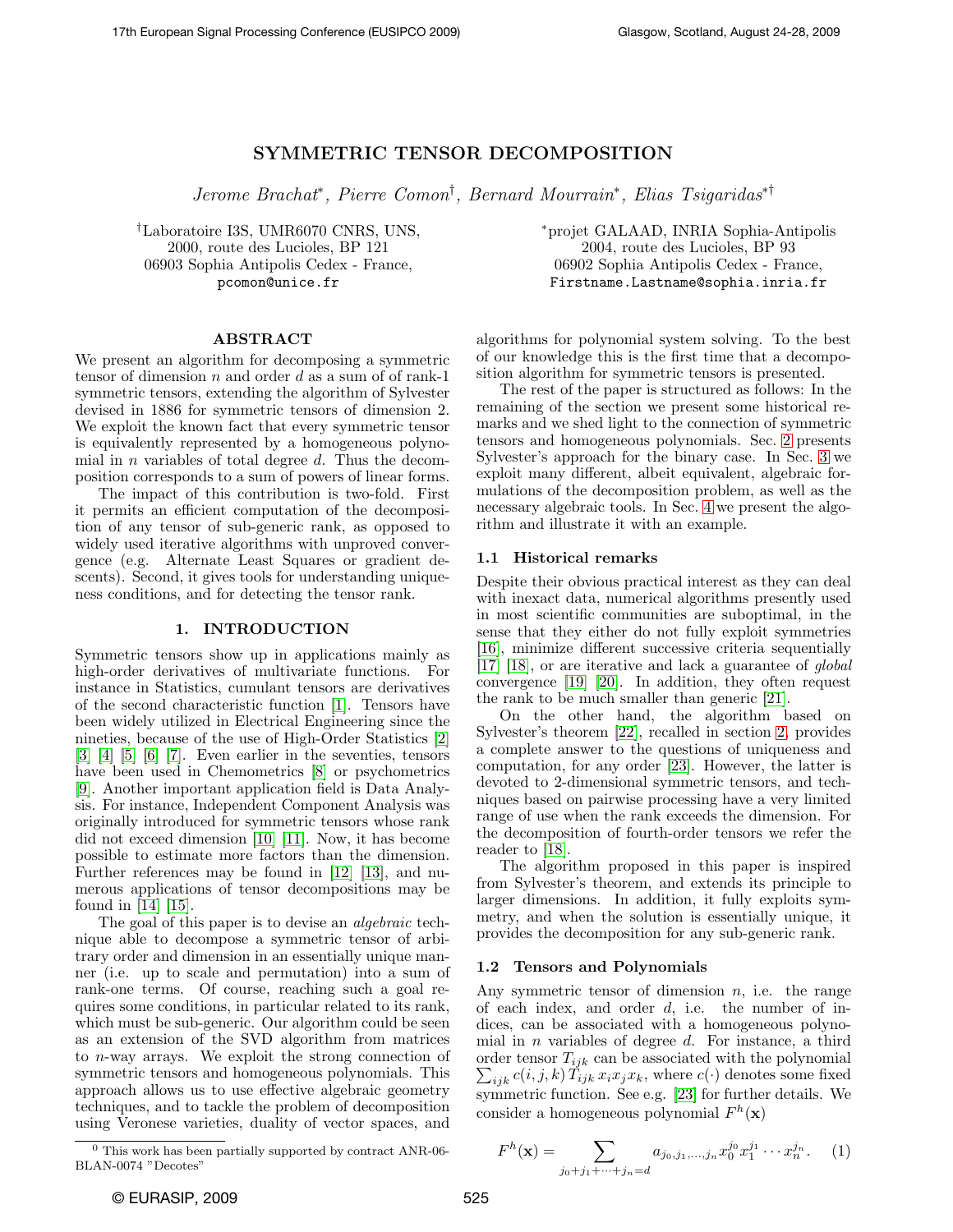# SYMMETRIC TENSOR DECOMPOSITION

*Jerome Brachat*\*, *Pierre Comon*†, *Bernard Mourrain*\*, *Elias Tsigaridas*\*†

†Laboratoire I3S, UMR6070 CNRS, UNS, 2000, route des Lucioles, BP 121 06903 Sophia Antipolis Cedex - France, pcomon@unice.fr

\*projet GALAAD, INRIA Sophia-Antipolis 2004, route des Lucioles, BP 93 06902 Sophia Antipolis Cedex - France, Firstname.Lastname@sophia.inria.fr

## ABSTRACT

We present an algorithm for decomposing a symmetric tensor of dimension $n$ and order $d$ as a sum of of rank-1 symmetric tensors, extending the algorithm of Sylvester devised in 1886 for symmetric tensors of dimension 2. We exploit the known fact that every symmetric tensor is equivalently represented by a homogeneous polynomial in $n$ variables of total degree $d$. Thus the decomposition corresponds to a sum of powers of linear forms.

The impact of this contribution is two-fold. First it permits an efficient computation of the decomposition of any tensor of sub-generic rank, as opposed to widely used iterative algorithms with unproved convergence (e.g. Alternate Least Squares or gradient descents). Second, it gives tools for understanding uniqueness conditions, and for detecting the tensor rank.

## 1. INTRODUCTION

Symmetric tensors show up in applications mainly as high-order derivatives of multivariate functions. For instance in Statistics, cumulant tensors are derivatives of the second characteristic function [1]. Tensors have been widely utilized in Electrical Engineering since the nineties, because of the use of High-Order Statistics [2] [3] [4] [5] [6] [7]. Even earlier in the seventies, tensors have been used in Chemometrics [8] or psychometrics [9]. Another important application field is Data Analysis. For instance, Independent Component Analysis was originally introduced for symmetric tensors whose rank did not exceed dimension [10] [11]. Now, it has become possible to estimate more factors than the dimension. Further references may be found in [12] [13], and numerous applications of tensor decompositions may be found in [14] [15].

The goal of this paper is to devise an *algebraic* technique able to decompose a symmetric tensor of arbitrary order and dimension in an essentially unique manner (i.e. up to scale and permutation) into a sum of rank-one terms. Of course, reaching such a goal requires some conditions, in particular related to its rank, which must be sub-generic. Our algorithm could be seen as an extension of the SVD algorithm from matrices to $n$-way arrays. We exploit the strong connection of symmetric tensors and homogeneous polynomials. This approach allows us to use effective algebraic geometry techniques, and to tackle the problem of decomposition using Veronese varieties, duality of vector spaces, and algorithms for polynomial system solving. To the best of our knowledge this is the first time that a decomposition algorithm for symmetric tensors is presented.

The rest of the paper is structured as follows: In the remaining of the section we present some historical remarks and we shed light to the connection of symmetric tensors and homogeneous polynomials. Sec. 2 presents Sylvester's approach for the binary case. In Sec. 3 we exploit many different, albeit equivalent, algebraic formulations of the decomposition problem, as well as the necessary algebraic tools. In Sec. 4 we present the algorithm and illustrate it with an example.

### 1.1 Historical remarks

Despite their obvious practical interest as they can deal with inexact data, numerical algorithms presently used in most scientific communities are suboptimal, in the sense that they either do not fully exploit symmetries [16], minimize different successive criteria sequentially [17] [18], or are iterative and lack a guarantee of *global* convergence [19] [20]. In addition, they often request the rank to be much smaller than generic [21].

On the other hand, the algorithm based on Sylvester's theorem [22], recalled in section 2, provides a complete answer to the questions of uniqueness and computation, for any order [23]. However, the latter is devoted to 2-dimensional symmetric tensors, and techniques based on pairwise processing have a very limited range of use when the rank exceeds the dimension. For the decomposition of fourth-order tensors we refer the reader to [18].

The algorithm proposed in this paper is inspired from Sylvester's theorem, and extends its principle to larger dimensions. In addition, it fully exploits symmetry, and when the solution is essentially unique, it provides the decomposition for any sub-generic rank.

### 1.2 Tensors and Polynomials

Any symmetric tensor of dimension $n$, i.e. the range of each index, and order $d$, i.e. the number of indices, can be associated with a homogeneous polynomial in $n$ variables of degree $d$. For instance, a third order tensor $T_{ijk}$ can be associated with the polynomial $\sum_{ijk} c(i,j,k)\, T_{ijk}\, x_i x_j x_k$, where $c(\cdot)$ denotes some fixed symmetric function. See e.g. [23] for further details. We consider a homogeneous polynomial $F^h(\mathbf{x})$

$$F^h(\mathbf{x}) = \sum_{j_0+j_1+\cdots+j_n=d} a_{j_0,j_1,\ldots,j_n} x_0^{j_0} x_1^{j_1} \cdots x_n^{j_n}. \quad (1)$$

[0] This work has been partially supported by contract ANR-06-BLAN-0074 "Decotes"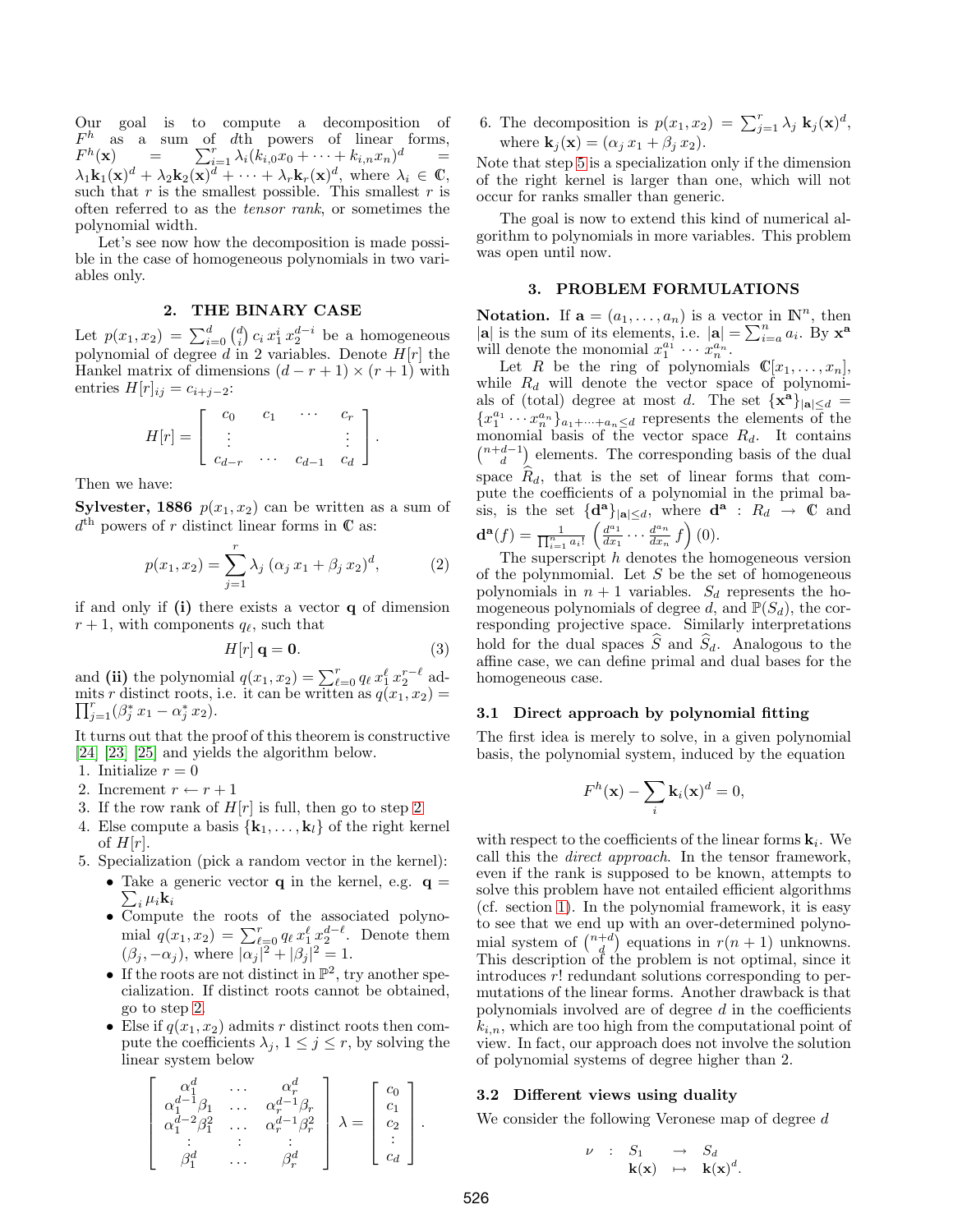Our goal is to compute a decomposition of $F^h$ as a sum of $d$th powers of linear forms, $F^h(\mathbf{x}) = \sum_{i=1}^{r} \lambda_i (k_{i,0}x_0 + \cdots + k_{i,n}x_n)^d = \lambda_1 \mathbf{k}_1(\mathbf{x})^d + \lambda_2 \mathbf{k}_2(\mathbf{x})^d + \cdots + \lambda_r \mathbf{k}_r(\mathbf{x})^d$, where $\lambda_i \in \mathbb{C}$, such that $r$ is the smallest possible. This smallest $r$ is often referred to as the *tensor rank*, or sometimes the polynomial width.

Let's see now how the decomposition is made possible in the case of homogeneous polynomials in two variables only.

## 2. THE BINARY CASE

Let $p(x_1, x_2) = \sum_{i=0}^{d} \binom{d}{i} c_i\, x_1^i\, x_2^{d-i}$ be a homogeneous polynomial of degree $d$ in 2 variables. Denote $H[r]$ the Hankel matrix of dimensions $(d-r+1) \times (r+1)$ with entries $H[r]_{ij} = c_{i+j-2}$:

$$H[r] = \begin{bmatrix} c_0 & c_1 & \cdots & c_r \\ \vdots & & & \vdots \\ c_{d-r} & \cdots & c_{d-1} & c_d \end{bmatrix}.$$

Then we have:

**Sylvester, 1886** $p(x_1, x_2)$ can be written as a sum of $d^{\text{th}}$ powers of $r$ distinct linear forms in $\mathbb{C}$ as:

$$p(x_1, x_2) = \sum_{j=1}^{r} \lambda_j\, (\alpha_j\, x_1 + \beta_j\, x_2)^d, \tag{2}$$

if and only if **(i)** there exists a vector $\mathbf{q}$ of dimension $r+1$, with components $q_\ell$, such that

$$H[r]\, \mathbf{q} = \mathbf{0}. \tag{3}$$

and **(ii)** the polynomial $q(x_1, x_2) = \sum_{\ell=0}^{r} q_\ell\, x_1^\ell\, x_2^{r-\ell}$ admits $r$ distinct roots, i.e. it can be written as $q(x_1, x_2) = \prod_{j=1}^{r} (\beta_j^*\, x_1 - \alpha_j^*\, x_2)$.

It turns out that the proof of this theorem is constructive [24] [23] [25] and yields the algorithm below.

1. Initialize $r = 0$
2. Increment $r \leftarrow r + 1$
3. If the row rank of $H[r]$ is full, then go to step 2
4. Else compute a basis $\{\mathbf{k}_1, \ldots, \mathbf{k}_l\}$ of the right kernel of $H[r]$.
5. Specialization (pick a random vector in the kernel):
   - Take a generic vector $\mathbf{q}$ in the kernel, e.g. $\mathbf{q} = \sum_i \mu_i \mathbf{k}_i$
   - Compute the roots of the associated polynomial $q(x_1, x_2) = \sum_{\ell=0}^{r} q_\ell\, x_1^\ell\, x_2^{d-\ell}$. Denote them $(\beta_j, -\alpha_j)$, where $|\alpha_j|^2 + |\beta_j|^2 = 1$.
   - If the roots are not distinct in $\mathbb{P}^2$, try another specialization. If distinct roots cannot be obtained, go to step 2.
   - Else if $q(x_1, x_2)$ admits $r$ distinct roots then compute the coefficients $\lambda_j$, $1 \leq j \leq r$, by solving the linear system below

$$\begin{bmatrix} \alpha_1^d & \ldots & \alpha_r^d \\ \alpha_1^{d-1}\beta_1 & \ldots & \alpha_r^{d-1}\beta_r \\ \alpha_1^{d-2}\beta_1^2 & \ldots & \alpha_r^{d-1}\beta_r^2 \\ \vdots & \vdots & \vdots \\ \beta_1^d & \ldots & \beta_r^d \end{bmatrix} \lambda = \begin{bmatrix} c_0 \\ c_1 \\ c_2 \\ \vdots \\ c_d \end{bmatrix}.$$

6. The decomposition is $p(x_1, x_2) = \sum_{j=1}^{r} \lambda_j\, \mathbf{k}_j(\mathbf{x})^d$, where $\mathbf{k}_j(\mathbf{x}) = (\alpha_j\, x_1 + \beta_j\, x_2)$.

Note that step 5 is a specialization only if the dimension of the right kernel is larger than one, which will not occur for ranks smaller than generic.

The goal is now to extend this kind of numerical algorithm to polynomials in more variables. This problem was open until now.

## 3. PROBLEM FORMULATIONS

**Notation.** If $\mathbf{a} = (a_1, \ldots, a_n)$ is a vector in $\mathbb{N}^n$, then $|\mathbf{a}|$ is the sum of its elements, i.e. $|\mathbf{a}| = \sum_{i=a}^{n} a_i$. By $\mathbf{x}^\mathbf{a}$ will denote the monomial $x_1^{a_1} \cdots x_n^{a_n}$.

Let $R$ be the ring of polynomials $\mathbb{C}[x_1, \ldots, x_n]$, while $R_d$ will denote the vector space of polynomials of (total) degree at most $d$. The set $\{\mathbf{x}^\mathbf{a}\}_{|\mathbf{a}| \leq d} = \{x_1^{a_1} \cdots x_n^{a_n}\}_{a_1 + \cdots + a_n \leq d}$ represents the elements of the monomial basis of the vector space $R_d$. It contains $\binom{n+d-1}{d}$ elements. The corresponding basis of the dual space $\widehat{R}_d$, that is the set of linear forms that compute the coefficients of a polynomial in the primal basis, is the set $\{\mathbf{d}^\mathbf{a}\}_{|\mathbf{a}| \leq d}$, where $\mathbf{d}^\mathbf{a} : R_d \to \mathbb{C}$ and $\mathbf{d}^\mathbf{a}(f) = \frac{1}{\prod_{i=1}^{n} a_i!} \left( \frac{d^{a_1}}{dx_1} \cdots \frac{d^{a_n}}{dx_n} f \right)(0)$.

The superscript $h$ denotes the homogeneous version of the polynmomial. Let $S$ be the set of homogeneous polynomials in $n+1$ variables. $S_d$ represents the homogeneous polynomials of degree $d$, and $\mathbb{P}(S_d)$, the corresponding projective space. Similarly interpretations hold for the dual spaces $\widehat{S}$ and $\widehat{S}_d$. Analogous to the affine case, we can define primal and dual bases for the homogeneous case.

### 3.1 Direct approach by polynomial fitting

The first idea is merely to solve, in a given polynomial basis, the polynomial system, induced by the equation

$$F^h(\mathbf{x}) - \sum_i \mathbf{k}_i(\mathbf{x})^d = 0,$$

with respect to the coefficients of the linear forms $\mathbf{k}_i$. We call this the *direct approach*. In the tensor framework, even if the rank is supposed to be known, attempts to solve this problem have not entailed efficient algorithms (cf. section 1). In the polynomial framework, it is easy to see that we end up with an over-determined polynomial system of $\binom{n+d}{d}$ equations in $r(n+1)$ unknowns. This description of the problem is not optimal, since it introduces $r!$ redundant solutions corresponding to permutations of the linear forms. Another drawback is that polynomials involved are of degree $d$ in the coefficients $k_{i,n}$, which are too high from the computational point of view. In fact, our approach does not involve the solution of polynomial systems of degree higher than 2.

### 3.2 Different views using duality

We consider the following Veronese map of degree $d$

$$\begin{array}{cccc} \nu & : & S_1 & \to & S_d \\ & & \mathbf{k}(\mathbf{x}) & \mapsto & \mathbf{k}(\mathbf{x})^d. \end{array}$$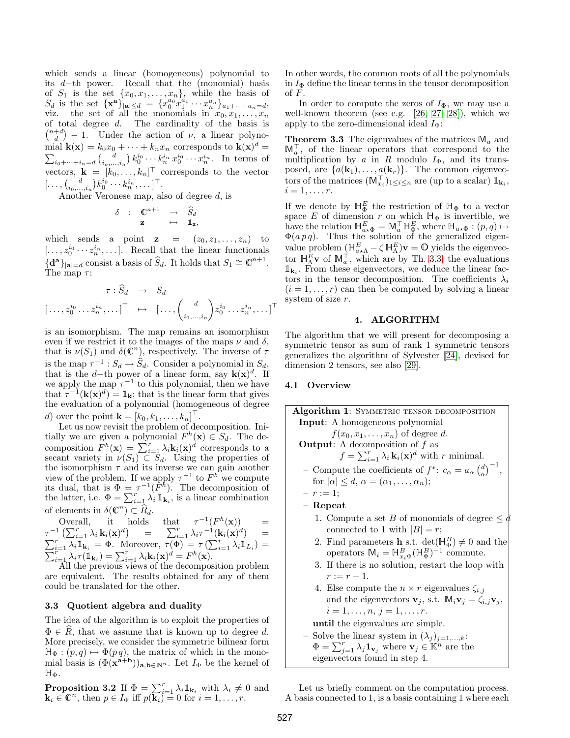which sends a linear (homogeneous) polynomial to its $d$−th power. Recall that the (monomial) basis of $S_1$ is the set $\{x_0, x_1, \ldots, x_n\}$, while the basis of $S_d$ is the set $\{\mathbf{x}^{\mathbf{a}}\}_{|\mathbf{a}|\le d} = \{x_0^{a_0} x_1^{a_1} \cdots x_n^{a_n}\}_{a_1+\cdots+a_n=d}$, viz. the set of all the monomials in $x_0, x_1, \ldots, x_n$ of total degree $d$. The cardinality of the basis is $\binom{n+d}{d} - 1$. Under the action of $\nu$, a linear polynomial $\mathbf{k}(\mathbf{x}) = k_0 x_0 + \cdots + k_n x_n$ corresponds to $\mathbf{k}(\mathbf{x})^d = \sum_{i_0+\cdots+i_n=d} \binom{d}{i_o,\ldots,i_n} k_0^{i_0} \cdots k_n^{i_n}\, x_0^{i_0} \cdots x_n^{i_n}$. In terms of vectors, $\mathbf{k} = [k_0, \ldots, k_n]^\top$ corresponds to the vector $[\ldots, \binom{d}{i_0,\ldots,i_n} k_0^{i_0} \cdots k_n^{i_n}, \ldots]^\top$.

Another Veronese map, also of degree $d$, is

$$\begin{array}{cccc} \delta & : & \mathbb{C}^{n+1} & \to & \widehat{S}_d \\ & & \mathbf{z} & \mapsto & \mathbb{1}_{\mathbf{z}}, \end{array}$$

which sends a point $\mathbf{z} = (z_0, z_1, \ldots, z_n)$ to $[\ldots, z_0^{i_0} \cdots z_n^{i_n}, \ldots]$. Recall that the linear functionals $\{\mathbf{d}^{\mathbf{a}}\}_{|\mathbf{a}|=d}$ consist a basis of $\widehat{S}_d$. It holds that $S_1 \cong \mathbb{C}^{n+1}$. The map $\tau$:

$$\begin{array}{ccc} \tau : \widehat{S}_d & \to & S_d \\ {[\ldots, z_0^{i_0} \ldots z_n^{i_n}, \ldots]^\top} & \mapsto & \left[\ldots, \binom{d}{i_0,\ldots,i_n} z_0^{i_0} \ldots z_n^{i_n}, \ldots\right]^\top \end{array}$$

is an isomorphism. The map remains an isomorphism even if we restrict it to the images of the maps $\nu$ and $\delta$, that is $\nu(S_1)$ and $\delta(\mathbb{C}^n)$, respectively. The inverse of $\tau$ is the map $\tau^{-1} : S_d \to \widehat{S}_d$. Consider a polynomial in $S_d$, that is the $d$−th power of a linear form, say $\mathbf{k}(\mathbf{x})^d$. If we apply the map $\tau^{-1}$ to this polynomial, then we have that $\tau^{-1}(\mathbf{k}(\mathbf{x})^d) = \mathbb{1}_{\mathbf{k}}$; that is the linear form that gives the evaluation of a polynomial (homogeneous of degree $d$) over the point $\mathbf{k} = [k_0, k_1, \ldots, k_n]^\top$.

Let us now revisit the problem of decomposition. Initially we are given a polynomial $F^h(\mathbf{x}) \in S_d$. The decomposition $F^h(\mathbf{x}) = \sum_{i=1}^r \lambda_i \mathbf{k}_i(\mathbf{x})^d$ corresponds to a secant variety in $\nu(S_1) \subset S_d$. Using the properties of the isomorphism $\tau$ and its inverse we can gain another view of the problem. If we apply $\tau^{-1}$ to $F^h$ we compute its dual, that is $\Phi = \tau^{-1}(F^h)$. The decomposition of the latter, i.e. $\Phi = \sum_{i=1}^r \lambda_i \mathbb{1}_{\mathbf{k}_i}$, is a linear combination of elements in $\delta(\mathbb{C}^n) \subset \widehat{R}_d$.

Overall, it holds that $\tau^{-1}(F^h(\mathbf{x})) = \tau^{-1}\left(\sum_{i=1}^r \lambda_i \mathbf{k}_i(\mathbf{x})^d\right) = \sum_{i=1}^r \lambda_i \tau^{-1}(\mathbf{k}_i(\mathbf{x})^d) = \sum_{i=1}^r \lambda_i \mathbb{1}_{\mathbf{k}_i} = \Phi$. Moreover, $\tau(\Phi) = \tau\left(\sum_{i=1}^r \lambda_i L_i\right) = \sum_{i=1}^r \lambda_i \tau(\mathbb{1}_{\mathbf{k}_i}) = \sum_{i=1}^r \lambda_i \mathbf{k}_i(\mathbf{x})^d = F^h(\mathbf{x})$.

All the previous views of the decomposition problem are equivalent. The results obtained for any of them could be translated for the other.

### 3.3 Quotient algebra and duality

The idea of the algorithm is to exploit the properties of $\Phi \in \widehat{R}$, that we assume that is known up to degree $d$. More precisely, we consider the symmetric bilinear form $\mathbb{H}_\Phi : (p, q) \mapsto \Phi(p\, q)$, the matrix of which in the monomial basis is $(\Phi(\mathbf{x}^{\mathbf{a}+\mathbf{b}}))_{\mathbf{a},\mathbf{b} \in \mathbb{N}^n}$. Let $I_\Phi$ be the kernel of $\mathbb{H}_\Phi$.

**Proposition 3.2** If $\Phi = \sum_{i=1}^r \lambda_i \mathbb{1}_{\mathbf{k}_i}$ with $\lambda_i \neq 0$ and $\mathbf{k}_i \in \mathbb{C}^n$, then $p \in I_\Phi$ iff $p(\mathbf{k}_i) = 0$ for $i = 1, \ldots, r$.

In other words, the common roots of all the polynomials in $I_\Phi$ define the linear terms in the tensor decomposition of $F$.

In order to compute the zeros of $I_\Phi$, we may use a well-known theorem (see e.g. [26, 27, 28]), which we apply to the zero-dimensional ideal $I_\Phi$:

**Theorem 3.3** The eigenvalues of the matrices $\mathbb{M}_a$ and $\mathbb{M}_a^\top$, of the linear operators that correspond to the multiplication by $a$ in $R$ modulo $I_\Phi$, and its transposed, are $\{a(\mathbf{k}_1), \ldots, a(\mathbf{k}_r)\}$. The common eigenvectors of the matrices $(\mathbb{M}_{x_i}^\top)_{1\le i\le n}$ are (up to a scalar) $\mathbb{1}_{\mathbf{k}_i}$, $i = 1, \ldots, r$.

If we denote by $\mathbb{H}_\Phi^E$ the restriction of $\mathbb{H}_\Phi$ to a vector space $E$ of dimension $r$ on which $\mathbb{H}_\Phi$ is invertible, we have the relation $\mathbb{H}_{a\star\Phi}^E = \mathbb{M}_a^\top \mathbb{H}_\Phi^E$, where $\mathbb{H}_{a\star\Phi} : (p, q) \mapsto \Phi(a\, p\, q)$. Thus the solution of the generalized eigenvalue problem $(\mathbb{H}_{a\star\Lambda}^E - \zeta\, \mathbb{H}_\Lambda^E)\mathbf{v} = \mathbb{O}$ yields the eigenvector $\mathbb{H}_\Lambda^E \mathbf{v}$ of $\mathbb{M}_a^\top$, which are by Th. 3.3, the evaluations $\mathbb{1}_{\mathbf{k}_i}$. From these eigenvectors, we deduce the linear factors in the tensor decomposition. The coefficients $\lambda_i$ $(i = 1, \ldots, r)$ can then be computed by solving a linear system of size $r$.

## 4. ALGORITHM

The algorithm that we will present for decomposing a symmetric tensor as sum of rank 1 symmetric tensors generalizes the algorithm of Sylvester [24], devised for dimension 2 tensors, see also [29].

### 4.1 Overview

**Algorithm 1**: SYMMETRIC TENSOR DECOMPOSITION

**Input**: A homogeneous polynomial $f(x_0, x_1, \ldots, x_n)$ of degree $d$.

**Output**: A decomposition of $f$ as $f = \sum_{i=1}^r \lambda_i\, \mathbf{k}_i(\mathbf{x})^d$ with $r$ minimal.

- Compute the coefficients of $f^*$: $c_\alpha = a_\alpha \binom{d}{\alpha}^{-1}$, for $|\alpha| \le d$, $\alpha = (\alpha_1, \ldots, \alpha_n)$;
- $r := 1$;
- **Repeat**
  1. Compute a set $B$ of monomials of degree $\le d$ connected to 1 with $|B| = r$;
  2. Find parameters $\mathbf{h}$ s.t. $\det(\mathbb{H}_\Phi^B) \neq 0$ and the operators $\mathbb{M}_i = \mathbb{H}_{x_i\Phi}^B (\mathbb{H}_\Phi^B)^{-1}$ commute.
  3. If there is no solution, restart the loop with $r := r + 1$.
  4. Else compute the $n \times r$ eigenvalues $\zeta_{i,j}$ and the eigenvectors $\mathbf{v}_j$, s.t. $\mathbb{M}_i \mathbf{v}_j = \zeta_{i,j} \mathbf{v}_j$, $i = 1, \ldots, n$, $j = 1, \ldots, r$.

  **until** the eigenvalues are simple.
- Solve the linear system in $(\lambda_j)_{j=1,\ldots,k}$: $\Phi = \sum_{j=1}^r \lambda_j \mathbf{1}_{\mathbf{v}_j}$ where $\mathbf{v}_j \in \mathbb{K}^n$ are the eigenvectors found in step 4.

Let us briefly comment on the computation process. A basis connected to 1, is a basis containing 1 where each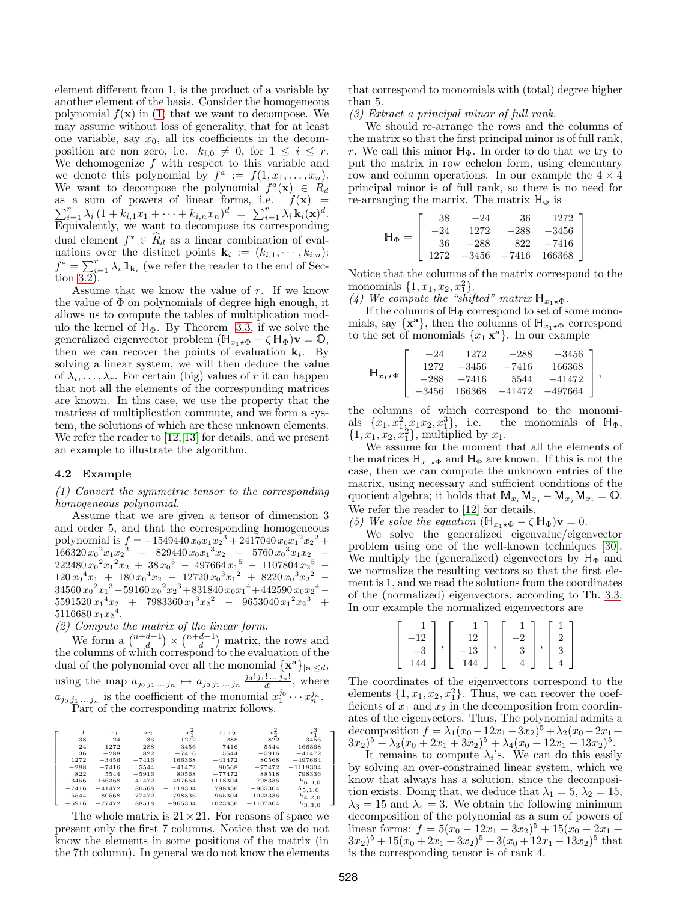element different from 1, is the product of a variable by another element of the basis. Consider the homogeneous polynomial $f(\mathbf{x})$ in (1) that we want to decompose. We may assume without loss of generality, that for at least one variable, say $x_0$, all its coefficients in the decomposition are non zero, i.e. $k_{i,0} \neq 0$, for $1 \leq i \leq r$. We dehomogenize $f$ with respect to this variable and we denote this polynomial by $f^a := f(1, x_1, \ldots, x_n)$. We want to decompose the polynomial $f^a(\mathbf{x}) \in R_d$ as a sum of powers of linear forms, i.e. $f(\mathbf{x}) = \sum_{i=1}^{r} \lambda_i \,(1 + k_{i,1}x_1 + \cdots + k_{i,n}x_n)^d = \sum_{i=1}^{r} \lambda_i \,\mathbf{k}_i(\mathbf{x})^d$. Equivalently, we want to decompose its corresponding dual element $f^* \in \widehat{R}_d$ as a linear combination of evaluations over the distinct points $\mathbf{k}_i := (k_{i,1}, \cdots, k_{i,n})$: $f^* = \sum_{i=1}^{r} \lambda_i \,\mathbb{1}_{\mathbf{k}_i}$ (we refer the reader to the end of Section 3.2).

Assume that we know the value of $r$. If we know the value of $\Phi$ on polynomials of degree high enough, it allows us to compute the tables of multiplication modulo the kernel of $\mathbb{H}_\Phi$. By Theorem 3.3, if we solve the generalized eigenvector problem $(\mathbb{H}_{x_1\star\Phi} - \zeta\,\mathbb{H}_\Phi)\mathbf{v} = \mathbb{O}$, then we can recover the points of evaluation $\mathbf{k}_i$. By solving a linear system, we will then deduce the value of $\lambda_i, \ldots, \lambda_r$. For certain (big) values of $r$ it can happen that not all the elements of the corresponding matrices are known. In this case, we use the property that the matrices of multiplication commute, and we form a system, the solutions of which are these unknown elements. We refer the reader to [12, 13] for details, and we present an example to illustrate the algorithm.

### 4.2 Example

*(1) Convert the symmetric tensor to the corresponding homogeneous polynomial.*

Assume that we are given a tensor of dimension 3 and order 5, and that the corresponding homogeneous polynomial is $f = -1549440\,x_0x_1x_2{}^3 + 2417040\,x_0x_1{}^2x_2{}^2 + 166320\,x_0{}^2x_1x_2{}^2 - 829440\,x_0x_1{}^3x_2 - 5760\,x_0{}^3x_1x_2 - 222480\,x_0{}^2x_1{}^2x_2 + 38\,x_0{}^5 - 497664\,x_1{}^5 - 1107804\,x_2{}^5 - 120\,x_0{}^4x_1 + 180\,x_0{}^4x_2 + 12720\,x_0{}^3x_1{}^2 + 8220\,x_0{}^3x_2{}^2 - 34560\,x_0{}^2x_1{}^3 - 59160\,x_0{}^2x_2{}^3 + 831840\,x_0x_1{}^4 + 442590\,x_0x_2{}^4 - 5591520\,x_1{}^4x_2 + 7983360\,x_1{}^3x_2{}^2 - 9653040\,x_1{}^2x_2{}^3 + 5116680\,x_1x_2{}^4$.

*(2) Compute the matrix of the linear form.*

We form a $\binom{n+d-1}{d} \times \binom{n+d-1}{d}$ matrix, the rows and the columns of which correspond to the evaluation of the dual of the polynomial over all the monomial $\{\mathbf{x}^{\mathbf{a}}\}_{|\mathbf{a}|\leq d}$, using the map $a_{j_0\,j_1\,\ldots\,j_n} \mapsto a_{j_0\,j_1\,\ldots\,j_n} \frac{j_0!\,j_1!\ldots j_n!}{d!}$, where $a_{j_0\,j_1\ldots j_n}$ is the coefficient of the monomial $x_1^{j_0} \cdots x_n^{j_n}$. Part of the corresponding matrix follows.

| $1$ | $x_1$ | $x_2$ | $x_1^2$ | $x_1x_2$ | $x_2^2$ | $x_1^3$ |
|---|---|---|---|---|---|---|
| 38 | −24 | 36 | 1272 | −288 | 822 | −3456 |
| −24 | 1272 | −288 | −3456 | −7416 | 5544 | 166368 |
| 36 | −288 | 822 | −7416 | 5544 | −5916 | −41472 |
| 1272 | −3456 | −7416 | 166368 | −41472 | 80568 | −497664 |
| −288 | −7416 | 5544 | −41472 | 80568 | −77472 | −1118304 |
| 822 | 5544 | −5916 | 80568 | −77472 | 88518 | 798336 |
| −3456 | 166368 | −41472 | −497664 | −1118304 | 798336 | $h_{6,0,0}$ |
| −7416 | −41472 | 80568 | −1118304 | 798336 | −965304 | $h_{5,1,0}$ |
| 5544 | 80568 | −77472 | 798336 | −965304 | 1023336 | $h_{4,2,0}$ |
| −5916 | −77472 | 88518 | −965304 | 1023336 | −1107804 | $h_{3,3,0}$ |

The whole matrix is $21 \times 21$. For reasons of space we present only the first 7 columns. Notice that we do not know the elements in some positions of the matrix (in the 7th column). In general we do not know the elements that correspond to monomials with (total) degree higher than 5.

*(3) Extract a principal minor of full rank.*

We should re-arrange the rows and the columns of the matrix so that the first principal minor is of full rank, $r$. We call this minor $\mathbb{H}_\Phi$. In order to do that we try to put the matrix in row echelon form, using elementary row and column operations. In our example the $4 \times 4$ principal minor is of full rank, so there is no need for re-arranging the matrix. The matrix $\mathbb{H}_\Phi$ is

$$
\mathbb{H}_\Phi = \begin{bmatrix} 38 & -24 & 36 & 1272 \\ -24 & 1272 & -288 & -3456 \\ 36 & -288 & 822 & -7416 \\ 1272 & -3456 & -7416 & 166368 \end{bmatrix}
$$

Notice that the columns of the matrix correspond to the monomials $\{1, x_1, x_2, x_1^2\}$.

*(4) We compute the "shifted" matrix $\mathbb{H}_{x_1\star\Phi}$.*

If the columns of $\mathbb{H}_\Phi$ correspond to set of some monomials, say $\{\mathbf{x}^{\mathbf{a}}\}$, then the columns of $\mathbb{H}_{x_1\star\Phi}$ correspond to the set of monomials $\{x_1\,\mathbf{x}^{\mathbf{a}}\}$. In our example

$$
\mathbb{H}_{x_1\star\Phi} \begin{bmatrix} -24 & 1272 & -288 & -3456 \\ 1272 & -3456 & -7416 & 166368 \\ -288 & -7416 & 5544 & -41472 \\ -3456 & 166368 & -41472 & -497664 \end{bmatrix},
$$

the columns of which correspond to the monomials $\{x_1, x_1^2, x_1x_2, x_1^3\}$, i.e. the monomials of $\mathbb{H}_\Phi$, $\{1, x_1, x_2, x_1^2\}$, multiplied by $x_1$.

We assume for the moment that all the elements of the matrices $\mathbb{H}_{x_1\star\Phi}$ and $\mathbb{H}_\Phi$ are known. If this is not the case, then we can compute the unknown entries of the matrix, using necessary and sufficient conditions of the quotient algebra; it holds that $\mathbb{M}_{x_i}\mathbb{M}_{x_j} - \mathbb{M}_{x_j}\mathbb{M}_{x_i} = \mathbb{O}$. We refer the reader to [12] for details.

*(5) We solve the equation $(\mathbb{H}_{x_1\star\Phi} - \zeta\,\mathbb{H}_\Phi)\mathbf{v} = 0$.*

We solve the generalized eigenvalue/eigenvector problem using one of the well-known techniques [30]. We multiply the (generalized) eigenvectors by $\mathbb{H}_\Phi$ and we normalize the resulting vectors so that the first element is 1, and we read the solutions from the coordinates of the (normalized) eigenvectors, according to Th. 3.3. In our example the normalized eigenvectors are

$$
\begin{bmatrix} 1 \\ -12 \\ -3 \\ 144 \end{bmatrix}, \begin{bmatrix} 1 \\ 12 \\ -13 \\ 144 \end{bmatrix}, \begin{bmatrix} 1 \\ -2 \\ 3 \\ 4 \end{bmatrix}, \begin{bmatrix} 1 \\ 2 \\ 3 \\ 4 \end{bmatrix}
$$

The coordinates of the eigenvectors correspond to the elements $\{1, x_1, x_2, x_1^2\}$. Thus, we can recover the coefficients of $x_1$ and $x_2$ in the decomposition from coordinates of the eigenvectors. Thus, The polynomial admits a decomposition $f = \lambda_1(x_0 - 12x_1 - 3x_2)^5 + \lambda_2(x_0 - 2x_1 + 3x_2)^5 + \lambda_3(x_0 + 2x_1 + 3x_2)^5 + \lambda_4(x_0 + 12x_1 - 13x_2)^5$.

It remains to compute $\lambda_i$'s. We can do this easily by solving an over-constrained linear system, which we know that always has a solution, since the decomposition exists. Doing that, we deduce that $\lambda_1 = 5$, $\lambda_2 = 15$, $\lambda_3 = 15$ and $\lambda_4 = 3$. We obtain the following minimum decomposition of the polynomial as a sum of powers of linear forms: $f = 5(x_0 - 12x_1 - 3x_2)^5 + 15(x_0 - 2x_1 + 3x_2)^5 + 15(x_0 + 2x_1 + 3x_2)^5 + 3(x_0 + 12x_1 - 13x_2)^5$ that is the corresponding tensor is of rank 4.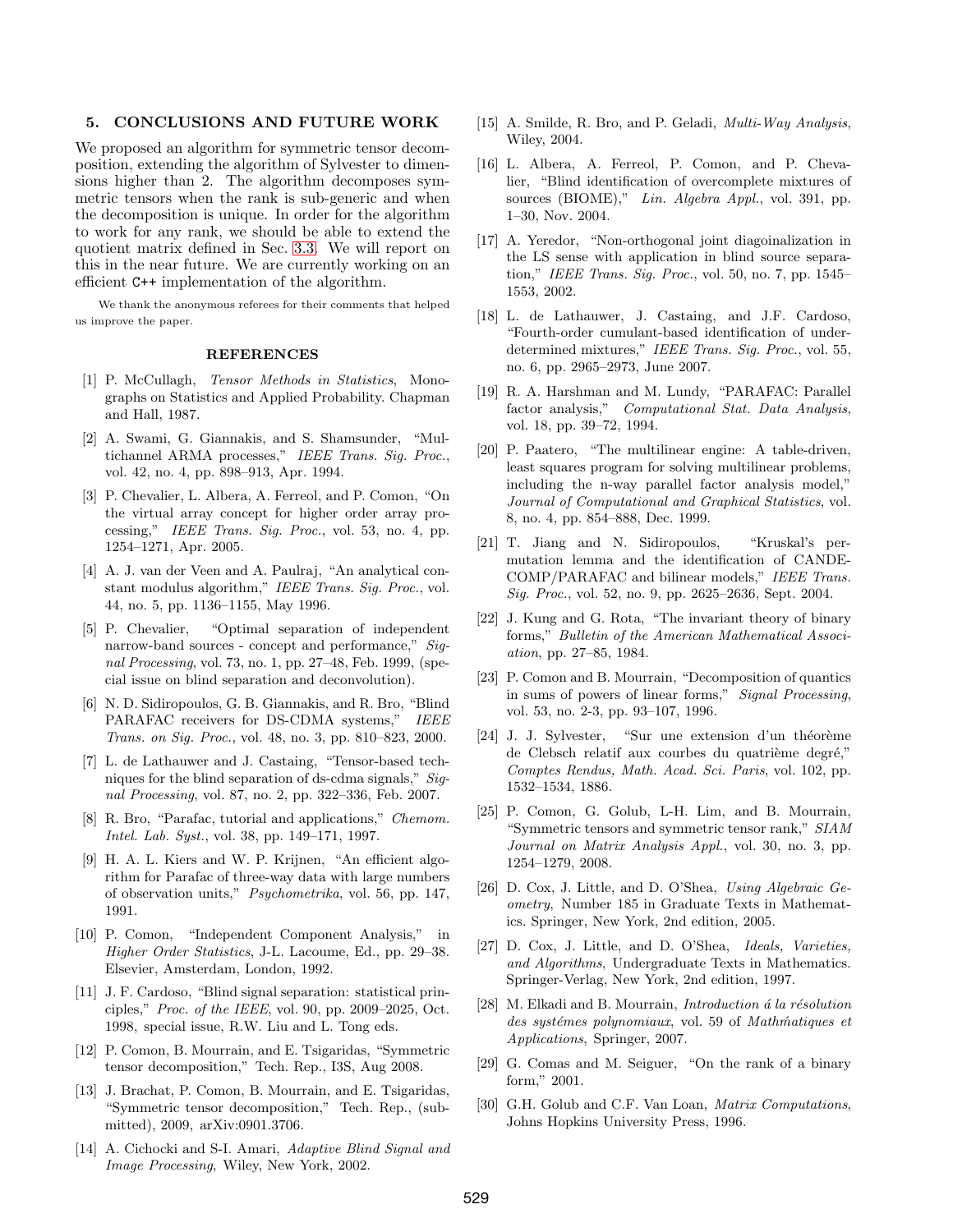## 5. CONCLUSIONS AND FUTURE WORK

We proposed an algorithm for symmetric tensor decomposition, extending the algorithm of Sylvester to dimensions higher than 2. The algorithm decomposes symmetric tensors when the rank is sub-generic and when the decomposition is unique. In order for the algorithm to work for any rank, we should be able to extend the quotient matrix defined in Sec. 3.3. We will report on this in the near future. We are currently working on an efficient `C++` implementation of the algorithm.

We thank the anonymous referees for their comments that helped us improve the paper.

## REFERENCES

[1] P. McCullagh, *Tensor Methods in Statistics*, Monographs on Statistics and Applied Probability. Chapman and Hall, 1987.

[2] A. Swami, G. Giannakis, and S. Shamsunder, "Multichannel ARMA processes," *IEEE Trans. Sig. Proc.*, vol. 42, no. 4, pp. 898–913, Apr. 1994.

[3] P. Chevalier, L. Albera, A. Ferreol, and P. Comon, "On the virtual array concept for higher order array processing," *IEEE Trans. Sig. Proc.*, vol. 53, no. 4, pp. 1254–1271, Apr. 2005.

[4] A. J. van der Veen and A. Paulraj, "An analytical constant modulus algorithm," *IEEE Trans. Sig. Proc.*, vol. 44, no. 5, pp. 1136–1155, May 1996.

[5] P. Chevalier, "Optimal separation of independent narrow-band sources - concept and performance," *Signal Processing*, vol. 73, no. 1, pp. 27–48, Feb. 1999, (special issue on blind separation and deconvolution).

[6] N. D. Sidiropoulos, G. B. Giannakis, and R. Bro, "Blind PARAFAC receivers for DS-CDMA systems," *IEEE Trans. on Sig. Proc.*, vol. 48, no. 3, pp. 810–823, 2000.

[7] L. de Lathauwer and J. Castaing, "Tensor-based techniques for the blind separation of ds-cdma signals," *Signal Processing*, vol. 87, no. 2, pp. 322–336, Feb. 2007.

[8] R. Bro, "Parafac, tutorial and applications," *Chemom. Intel. Lab. Syst.*, vol. 38, pp. 149–171, 1997.

[9] H. A. L. Kiers and W. P. Krijnen, "An efficient algorithm for Parafac of three-way data with large numbers of observation units," *Psychometrika*, vol. 56, pp. 147, 1991.

[10] P. Comon, "Independent Component Analysis," in *Higher Order Statistics*, J-L. Lacoume, Ed., pp. 29–38. Elsevier, Amsterdam, London, 1992.

[11] J. F. Cardoso, "Blind signal separation: statistical principles," *Proc. of the IEEE*, vol. 90, pp. 2009–2025, Oct. 1998, special issue, R.W. Liu and L. Tong eds.

[12] P. Comon, B. Mourrain, and E. Tsigaridas, "Symmetric tensor decomposition," Tech. Rep., I3S, Aug 2008.

[13] J. Brachat, P. Comon, B. Mourrain, and E. Tsigaridas, "Symmetric tensor decomposition," Tech. Rep., (submitted), 2009, arXiv:0901.3706.

[14] A. Cichocki and S-I. Amari, *Adaptive Blind Signal and Image Processing*, Wiley, New York, 2002.

[15] A. Smilde, R. Bro, and P. Geladi, *Multi-Way Analysis*, Wiley, 2004.

[16] L. Albera, A. Ferreol, P. Comon, and P. Chevalier, "Blind identification of overcomplete mixtures of sources (BIOME)," *Lin. Algebra Appl.*, vol. 391, pp. 1–30, Nov. 2004.

[17] A. Yeredor, "Non-orthogonal joint diagoinalization in the LS sense with application in blind source separation," *IEEE Trans. Sig. Proc.*, vol. 50, no. 7, pp. 1545–1553, 2002.

[18] L. de Lathauwer, J. Castaing, and J.F. Cardoso, "Fourth-order cumulant-based identification of underdetermined mixtures," *IEEE Trans. Sig. Proc.*, vol. 55, no. 6, pp. 2965–2973, June 2007.

[19] R. A. Harshman and M. Lundy, "PARAFAC: Parallel factor analysis," *Computational Stat. Data Analysis*, vol. 18, pp. 39–72, 1994.

[20] P. Paatero, "The multilinear engine: A table-driven, least squares program for solving multilinear problems, including the n-way parallel factor analysis model," *Journal of Computational and Graphical Statistics*, vol. 8, no. 4, pp. 854–888, Dec. 1999.

[21] T. Jiang and N. Sidiropoulos, "Kruskal's permutation lemma and the identification of CANDECOMP/PARAFAC and bilinear models," *IEEE Trans. Sig. Proc.*, vol. 52, no. 9, pp. 2625–2636, Sept. 2004.

[22] J. Kung and G. Rota, "The invariant theory of binary forms," *Bulletin of the American Mathematical Association*, pp. 27–85, 1984.

[23] P. Comon and B. Mourrain, "Decomposition of quantics in sums of powers of linear forms," *Signal Processing*, vol. 53, no. 2-3, pp. 93–107, 1996.

[24] J. J. Sylvester, "Sur une extension d'un théorème de Clebsch relatif aux courbes du quatrième degré," *Comptes Rendus, Math. Acad. Sci. Paris*, vol. 102, pp. 1532–1534, 1886.

[25] P. Comon, G. Golub, L-H. Lim, and B. Mourrain, "Symmetric tensors and symmetric tensor rank," *SIAM Journal on Matrix Analysis Appl.*, vol. 30, no. 3, pp. 1254–1279, 2008.

[26] D. Cox, J. Little, and D. O'Shea, *Using Algebraic Geometry*, Number 185 in Graduate Texts in Mathematics. Springer, New York, 2nd edition, 2005.

[27] D. Cox, J. Little, and D. O'Shea, *Ideals, Varieties, and Algorithms*, Undergraduate Texts in Mathematics. Springer-Verlag, New York, 2nd edition, 1997.

[28] M. Elkadi and B. Mourrain, *Introduction á la résolution des systémes polynomiaux*, vol. 59 of *Mathḿatiques et Applications*, Springer, 2007.

[29] G. Comas and M. Seiguer, "On the rank of a binary form," 2001.

[30] G.H. Golub and C.F. Van Loan, *Matrix Computations*, Johns Hopkins University Press, 1996.